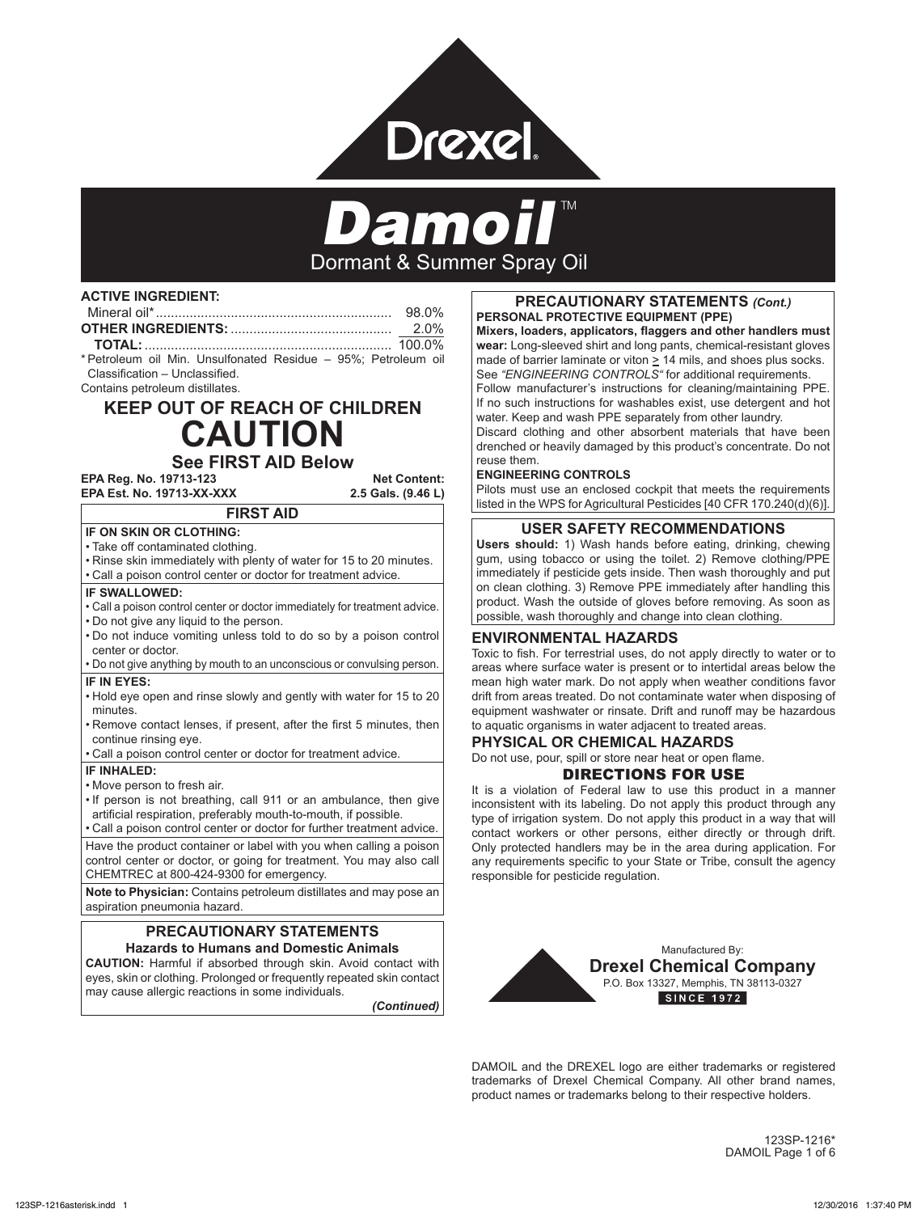# Drexel

# Damoil™

## Dormant & Summer Spray Oil

**ACTIVE INGREDIENT:**

| | |
|---|---|
| Mineral oil* | 98.0% |
| **OTHER INGREDIENTS:** | 2.0% |
| **TOTAL:** | 100.0% |

* Petroleum oil Min. Unsulfonated Residue – 95%; Petroleum oil Classification – Unclassified.

Contains petroleum distillates.

## KEEP OUT OF REACH OF CHILDREN

# CAUTION

### See FIRST AID Below

**EPA Reg. No. 19713-123**
**EPA Est. No. 19713-XX-XXX**

**Net Content:**
**2.5 Gals. (9.46 L)**

### FIRST AID

**IF ON SKIN OR CLOTHING:**
- Take off contaminated clothing.
- Rinse skin immediately with plenty of water for 15 to 20 minutes.
- Call a poison control center or doctor for treatment advice.

**IF SWALLOWED:**
- Call a poison control center or doctor immediately for treatment advice.
- Do not give any liquid to the person.
- Do not induce vomiting unless told to do so by a poison control center or doctor.
- Do not give anything by mouth to an unconscious or convulsing person.

**IF IN EYES:**
- Hold eye open and rinse slowly and gently with water for 15 to 20 minutes.
- Remove contact lenses, if present, after the first 5 minutes, then continue rinsing eye.
- Call a poison control center or doctor for treatment advice.

**IF INHALED:**
- Move person to fresh air.
- If person is not breathing, call 911 or an ambulance, then give artificial respiration, preferably mouth-to-mouth, if possible.
- Call a poison control center or doctor for further treatment advice.

Have the product container or label with you when calling a poison control center or doctor, or going for treatment. You may also call CHEMTREC at 800-424-9300 for emergency.

**Note to Physician:** Contains petroleum distillates and may pose an aspiration pneumonia hazard.

### PRECAUTIONARY STATEMENTS

**Hazards to Humans and Domestic Animals**

**CAUTION:** Harmful if absorbed through skin. Avoid contact with eyes, skin or clothing. Prolonged or frequently repeated skin contact may cause allergic reactions in some individuals.

***(Continued)***

### PRECAUTIONARY STATEMENTS *(Cont.)*

**PERSONAL PROTECTIVE EQUIPMENT (PPE)**

**Mixers, loaders, applicators, flaggers and other handlers must wear:** Long-sleeved shirt and long pants, chemical-resistant gloves made of barrier laminate or viton ≥ 14 mils, and shoes plus socks. See *"ENGINEERING CONTROLS"* for additional requirements.

Follow manufacturer's instructions for cleaning/maintaining PPE. If no such instructions for washables exist, use detergent and hot water. Keep and wash PPE separately from other laundry.

Discard clothing and other absorbent materials that have been drenched or heavily damaged by this product's concentrate. Do not reuse them.

**ENGINEERING CONTROLS**

Pilots must use an enclosed cockpit that meets the requirements listed in the WPS for Agricultural Pesticides [40 CFR 170.240(d)(6)].

### USER SAFETY RECOMMENDATIONS

**Users should:** 1) Wash hands before eating, drinking, chewing gum, using tobacco or using the toilet. 2) Remove clothing/PPE immediately if pesticide gets inside. Then wash thoroughly and put on clean clothing. 3) Remove PPE immediately after handling this product. Wash the outside of gloves before removing. As soon as possible, wash thoroughly and change into clean clothing.

### ENVIRONMENTAL HAZARDS

Toxic to fish. For terrestrial uses, do not apply directly to water or to areas where surface water is present or to intertidal areas below the mean high water mark. Do not apply when weather conditions favor drift from areas treated. Do not contaminate water when disposing of equipment washwater or rinsate. Drift and runoff may be hazardous to aquatic organisms in water adjacent to treated areas.

### PHYSICAL OR CHEMICAL HAZARDS

Do not use, pour, spill or store near heat or open flame.

### DIRECTIONS FOR USE

It is a violation of Federal law to use this product in a manner inconsistent with its labeling. Do not apply this product through any type of irrigation system. Do not apply this product in a way that will contact workers or other persons, either directly or through drift. Only protected handlers may be in the area during application. For any requirements specific to your State or Tribe, consult the agency responsible for pesticide regulation.

Manufactured By:
**Drexel Chemical Company**
P.O. Box 13327, Memphis, TN 38113-0327
**SINCE 1972**

DAMOIL and the DREXEL logo are either trademarks or registered trademarks of Drexel Chemical Company. All other brand names, product names or trademarks belong to their respective holders.

123SP-1216*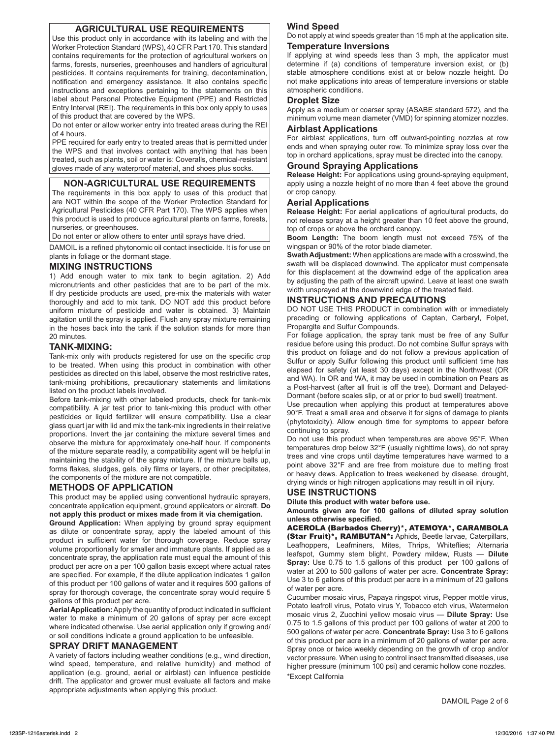## AGRICULTURAL USE REQUIREMENTS

Use this product only in accordance with its labeling and with the Worker Protection Standard (WPS), 40 CFR Part 170. This standard contains requirements for the protection of agricultural workers on farms, forests, nurseries, greenhouses and handlers of agricultural pesticides. It contains requirements for training, decontamination, notification and emergency assistance. It also contains specific instructions and exceptions pertaining to the statements on this label about Personal Protective Equipment (PPE) and Restricted Entry Interval (REI). The requirements in this box only apply to uses of this product that are covered by the WPS.

Do not enter or allow worker entry into treated areas during the REI of 4 hours.

PPE required for early entry to treated areas that is permitted under the WPS and that involves contact with anything that has been treated, such as plants, soil or water is: Coveralls, chemical-resistant gloves made of any waterproof material, and shoes plus socks.

## NON-AGRICULTURAL USE REQUIREMENTS

The requirements in this box apply to uses of this product that are NOT within the scope of the Worker Protection Standard for Agricultural Pesticides (40 CFR Part 170). The WPS applies when this product is used to produce agricultural plants on farms, forests, nurseries, or greenhouses.

Do not enter or allow others to enter until sprays have dried.

DAMOIL is a refined phytonomic oil contact insecticide. It is for use on plants in foliage or the dormant stage.

### MIXING INSTRUCTIONS

1) Add enough water to mix tank to begin agitation. 2) Add micronutrients and other pesticides that are to be part of the mix. If dry pesticide products are used, pre-mix the materials with water thoroughly and add to mix tank. DO NOT add this product before uniform mixture of pesticide and water is obtained. 3) Maintain agitation until the spray is applied. Flush any spray mixture remaining in the hoses back into the tank if the solution stands for more than 20 minutes.

### TANK-MIXING:

Tank-mix only with products registered for use on the specific crop to be treated. When using this product in combination with other pesticides as directed on this label, observe the most restrictive rates, tank-mixing prohibitions, precautionary statements and limitations listed on the product labels involved.

Before tank-mixing with other labeled products, check for tank-mix compatibility. A jar test prior to tank-mixing this product with other pesticides or liquid fertilizer will ensure compatibility. Use a clear glass quart jar with lid and mix the tank-mix ingredients in their relative proportions. Invert the jar containing the mixture several times and observe the mixture for approximately one-half hour. If components of the mixture separate readily, a compatibility agent will be helpful in maintaining the stability of the spray mixture. If the mixture balls up, forms flakes, sludges, gels, oily films or layers, or other precipitates, the components of the mixture are not compatible.

### METHODS OF APPLICATION

This product may be applied using conventional hydraulic sprayers, concentrate application equipment, ground applicators or aircraft. **Do not apply this product or mixes made from it via chemigation.**

**Ground Application:** When applying by ground spray equipment as dilute or concentrate spray, apply the labeled amount of this product in sufficient water for thorough coverage. Reduce spray volume proportionally for smaller and immature plants. If applied as a concentrate spray, the application rate must equal the amount of this product per acre on a per 100 gallon basis except where actual rates are specified. For example, if the dilute application indicates 1 gallon of this product per 100 gallons of water and it requires 500 gallons of spray for thorough coverage, the concentrate spray would require 5 gallons of this product per acre.

**Aerial Application:** Apply the quantity of product indicated in sufficient water to make a minimum of 20 gallons of spray per acre except where indicated otherwise. Use aerial application only if growing and/or soil conditions indicate a ground application to be unfeasible.

### SPRAY DRIFT MANAGEMENT

A variety of factors including weather conditions (e.g., wind direction, wind speed, temperature, and relative humidity) and method of application (e.g. ground, aerial or airblast) can influence pesticide drift. The applicator and grower must evaluate all factors and make appropriate adjustments when applying this product.

#### Wind Speed

Do not apply at wind speeds greater than 15 mph at the application site.

#### Temperature Inversions

If applying at wind speeds less than 3 mph, the applicator must determine if (a) conditions of temperature inversion exist, or (b) stable atmosphere conditions exist at or below nozzle height. Do not make applications into areas of temperature inversions or stable atmospheric conditions.

#### Droplet Size

Apply as a medium or coarser spray (ASABE standard 572), and the minimum volume mean diameter (VMD) for spinning atomizer nozzles.

#### Airblast Applications

For airblast applications, turn off outward-pointing nozzles at row ends and when spraying outer row. To minimize spray loss over the top in orchard applications, spray must be directed into the canopy.

#### Ground Spraying Applications

**Release Height:** For applications using ground-spraying equipment, apply using a nozzle height of no more than 4 feet above the ground or crop canopy.

#### Aerial Applications

**Release Height:** For aerial applications of agricultural products, do not release spray at a height greater than 10 feet above the ground, top of crops or above the orchard canopy.

**Boom Length:** The boom length must not exceed 75% of the wingspan or 90% of the rotor blade diameter.

**Swath Adjustment:** When applications are made with a crosswind, the swath will be displaced downwind. The applicator must compensate for this displacement at the downwind edge of the application area by adjusting the path of the aircraft upwind. Leave at least one swath width unsprayed at the downwind edge of the treated field.

### INSTRUCTIONS AND PRECAUTIONS

DO NOT USE THIS PRODUCT in combination with or immediately preceding or following applications of Captan, Carbaryl, Folpet, Propargite and Sulfur Compounds.

For foliage application, the spray tank must be free of any Sulfur residue before using this product. Do not combine Sulfur sprays with this product on foliage and do not follow a previous application of Sulfur or apply Sulfur following this product until sufficient time has elapsed for safety (at least 30 days) except in the Northwest (OR and WA). In OR and WA, it may be used in combination on Pears as a Post-harvest (after all fruit is off the tree), Dormant and Delayed-Dormant (before scales slip, or at or prior to bud swell) treatment.

Use precaution when applying this product at temperatures above 90°F. Treat a small area and observe it for signs of damage to plants (phytotoxicity). Allow enough time for symptoms to appear before continuing to spray.

Do not use this product when temperatures are above 95°F. When temperatures drop below 32°F (usually nighttime lows), do not spray trees and vine crops until daytime temperatures have warmed to a point above 32°F and are free from moisture due to melting frost or heavy dews. Application to trees weakened by disease, drought, drying winds or high nitrogen applications may result in oil injury.

### USE INSTRUCTIONS

**Dilute this product with water before use.**

**Amounts given are for 100 gallons of diluted spray solution unless otherwise specified.**

**ACEROLA (Barbados Cherry)\*, ATEMOYA\*, CARAMBOLA (Star Fruit)\*, RAMBUTAN\*:** Aphids, Beetle larvae, Caterpillars, Leafhoppers, Leafminers, Mites, Thrips, Whiteflies; Alternaria leafspot, Gummy stem blight, Powdery mildew, Rusts — **Dilute Spray:** Use 0.75 to 1.5 gallons of this product per 100 gallons of water at 200 to 500 gallons of water per acre. **Concentrate Spray:** Use 3 to 6 gallons of this product per acre in a minimum of 20 gallons of water per acre.

Cucumber mosaic virus, Papaya ringspot virus, Pepper mottle virus, Potato leafroll virus, Potato virus Y, Tobacco etch virus, Watermelon mosaic virus 2, Zucchini yellow mosaic virus — **Dilute Spray:** Use 0.75 to 1.5 gallons of this product per 100 gallons of water at 200 to 500 gallons of water per acre. **Concentrate Spray:** Use 3 to 6 gallons of this product per acre in a minimum of 20 gallons of water per acre. Spray once or twice weekly depending on the growth of crop and/or vector pressure. When using to control insect transmitted diseases, use higher pressure (minimum 100 psi) and ceramic hollow cone nozzles.

\*Except California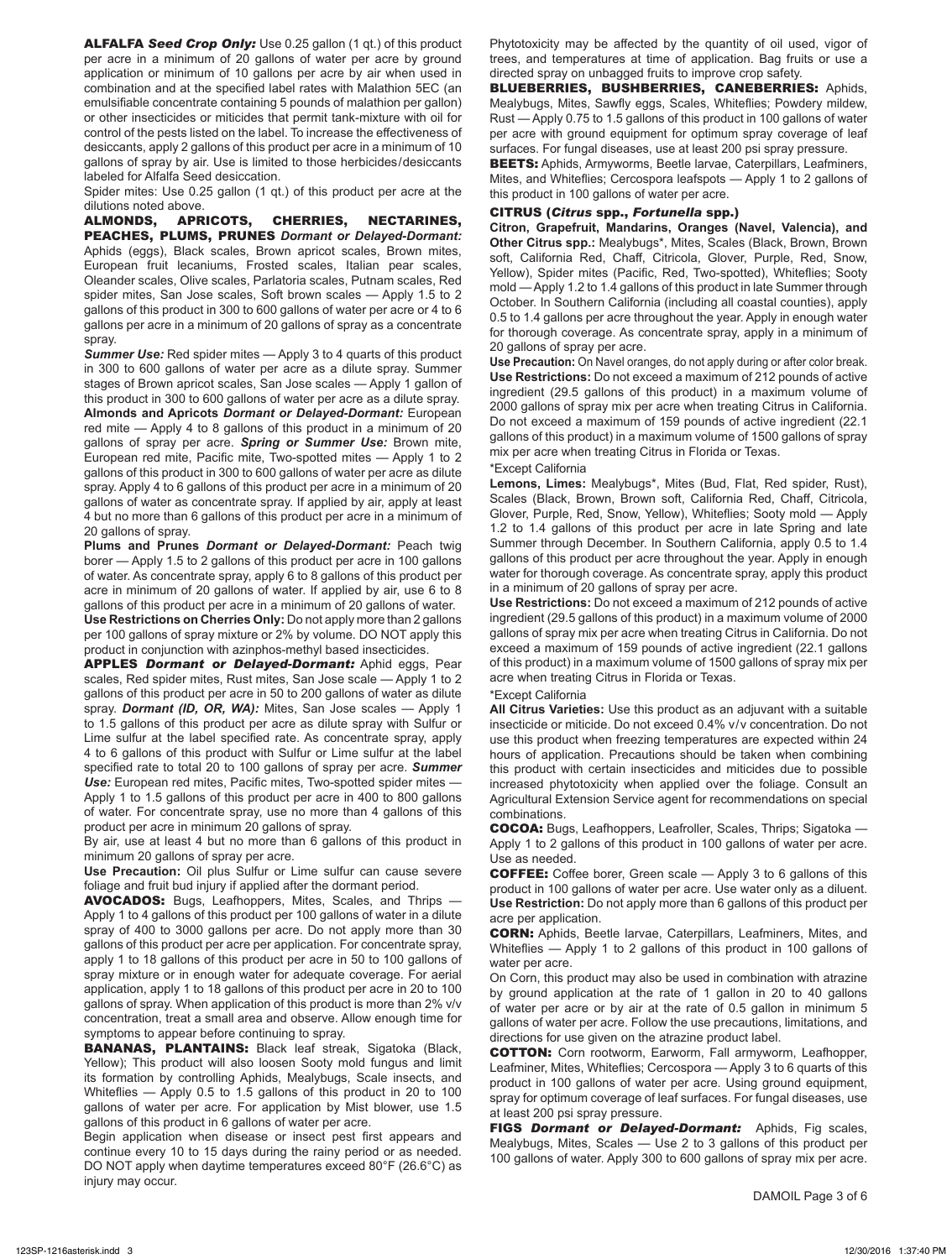**ALFALFA** ***Seed Crop Only:*** Use 0.25 gallon (1 qt.) of this product per acre in a minimum of 20 gallons of water per acre by ground application or minimum of 10 gallons per acre by air when used in combination and at the specified label rates with Malathion 5EC (an emulsifiable concentrate containing 5 pounds of malathion per gallon) or other insecticides or miticides that permit tank-mixture with oil for control of the pests listed on the label. To increase the effectiveness of desiccants, apply 2 gallons of this product per acre in a minimum of 10 gallons of spray by air. Use is limited to those herbicides/desiccants labeled for Alfalfa Seed desiccation.

Spider mites: Use 0.25 gallon (1 qt.) of this product per acre at the dilutions noted above.

**ALMONDS, APRICOTS, CHERRIES, NECTARINES, PEACHES, PLUMS, PRUNES** ***Dormant or Delayed-Dormant:*** Aphids (eggs), Black scales, Brown apricot scales, Brown mites, European fruit lecaniums, Frosted scales, Italian pear scales, Oleander scales, Olive scales, Parlatoria scales, Putnam scales, Red spider mites, San Jose scales, Soft brown scales — Apply 1.5 to 2 gallons of this product in 300 to 600 gallons of water per acre or 4 to 6 gallons per acre in a minimum of 20 gallons of spray as a concentrate spray.

***Summer Use:*** Red spider mites — Apply 3 to 4 quarts of this product in 300 to 600 gallons of water per acre as a dilute spray. Summer stages of Brown apricot scales, San Jose scales — Apply 1 gallon of this product in 300 to 600 gallons of water per acre as a dilute spray.

**Almonds and Apricots** ***Dormant or Delayed-Dormant:*** European red mite — Apply 4 to 8 gallons of this product in a minimum of 20 gallons of spray per acre. ***Spring or Summer Use:*** Brown mite, European red mite, Pacific mite, Two-spotted mites — Apply 1 to 2 gallons of this product in 300 to 600 gallons of water per acre as dilute spray. Apply 4 to 6 gallons of this product per acre in a minimum of 20 gallons of water as concentrate spray. If applied by air, apply at least 4 but no more than 6 gallons of this product per acre in a minimum of 20 gallons of spray.

**Plums and Prunes** ***Dormant or Delayed-Dormant:*** Peach twig borer — Apply 1.5 to 2 gallons of this product per acre in 100 gallons of water. As concentrate spray, apply 6 to 8 gallons of this product per acre in minimum of 20 gallons of water. If applied by air, use 6 to 8 gallons of this product per acre in a minimum of 20 gallons of water.

**Use Restrictions on Cherries Only:** Do not apply more than 2 gallons per 100 gallons of spray mixture or 2% by volume. DO NOT apply this product in conjunction with azinphos-methyl based insecticides.

**APPLES** ***Dormant or Delayed-Dormant:*** Aphid eggs, Pear scales, Red spider mites, Rust mites, San Jose scale — Apply 1 to 2 gallons of this product per acre in 50 to 200 gallons of water as dilute spray. ***Dormant (ID, OR, WA):*** Mites, San Jose scales — Apply 1 to 1.5 gallons of this product per acre as dilute spray with Sulfur or Lime sulfur at the label specified rate. As concentrate spray, apply 4 to 6 gallons of this product with Sulfur or Lime sulfur at the label specified rate to total 20 to 100 gallons of spray per acre. ***Summer Use:*** European red mites, Pacific mites, Two-spotted spider mites — Apply 1 to 1.5 gallons of this product per acre in 400 to 800 gallons of water. For concentrate spray, use no more than 4 gallons of this product per acre in minimum 20 gallons of spray.

By air, use at least 4 but no more than 6 gallons of this product in minimum 20 gallons of spray per acre.

**Use Precaution:** Oil plus Sulfur or Lime sulfur can cause severe foliage and fruit bud injury if applied after the dormant period.

**AVOCADOS:** Bugs, Leafhoppers, Mites, Scales, and Thrips — Apply 1 to 4 gallons of this product per 100 gallons of water in a dilute spray of 400 to 3000 gallons per acre. Do not apply more than 30 gallons of this product per acre per application. For concentrate spray, apply 1 to 18 gallons of this product per acre in 50 to 100 gallons of spray mixture or in enough water for adequate coverage. For aerial application, apply 1 to 18 gallons of this product per acre in 20 to 100 gallons of spray. When application of this product is more than 2% v/v concentration, treat a small area and observe. Allow enough time for symptoms to appear before continuing to spray.

**BANANAS, PLANTAINS:** Black leaf streak, Sigatoka (Black, Yellow); This product will also loosen Sooty mold fungus and limit its formation by controlling Aphids, Mealybugs, Scale insects, and Whiteflies — Apply 0.5 to 1.5 gallons of this product in 20 to 100 gallons of water per acre. For application by Mist blower, use 1.5 gallons of this product in 6 gallons of water per acre.

Begin application when disease or insect pest first appears and continue every 10 to 15 days during the rainy period or as needed. DO NOT apply when daytime temperatures exceed 80°F (26.6°C) as injury may occur.

Phytotoxicity may be affected by the quantity of oil used, vigor of trees, and temperatures at time of application. Bag fruits or use a directed spray on unbagged fruits to improve crop safety.

**BLUEBERRIES, BUSHBERRIES, CANEBERRIES:** Aphids, Mealybugs, Mites, Sawfly eggs, Scales, Whiteflies; Powdery mildew, Rust — Apply 0.75 to 1.5 gallons of this product in 100 gallons of water per acre with ground equipment for optimum spray coverage of leaf surfaces. For fungal diseases, use at least 200 psi spray pressure.

**BEETS:** Aphids, Armyworms, Beetle larvae, Caterpillars, Leafminers, Mites, and Whiteflies; Cercospora leafspots — Apply 1 to 2 gallons of this product in 100 gallons of water per acre.

**CITRUS (*Citrus* spp., *Fortunella* spp.)**

**Citron, Grapefruit, Mandarins, Oranges (Navel, Valencia), and Other Citrus spp.:** Mealybugs*, Mites, Scales (Black, Brown, Brown soft, California Red, Chaff, Citricola, Glover, Purple, Red, Snow, Yellow), Spider mites (Pacific, Red, Two-spotted), Whiteflies; Sooty mold — Apply 1.2 to 1.4 gallons of this product in late Summer through October. In Southern California (including all coastal counties), apply 0.5 to 1.4 gallons per acre throughout the year. Apply in enough water for thorough coverage. As concentrate spray, apply in a minimum of 20 gallons of spray per acre.

**Use Precaution:** On Navel oranges, do not apply during or after color break.

**Use Restrictions:** Do not exceed a maximum of 212 pounds of active ingredient (29.5 gallons of this product) in a maximum volume of 2000 gallons of spray mix per acre when treating Citrus in California. Do not exceed a maximum of 159 pounds of active ingredient (22.1 gallons of this product) in a maximum volume of 1500 gallons of spray mix per acre when treating Citrus in Florida or Texas.

*Except California

**Lemons, Limes:** Mealybugs*, Mites (Bud, Flat, Red spider, Rust), Scales (Black, Brown, Brown soft, California Red, Chaff, Citricola, Glover, Purple, Red, Snow, Yellow), Whiteflies; Sooty mold — Apply 1.2 to 1.4 gallons of this product per acre in late Spring and late Summer through December. In Southern California, apply 0.5 to 1.4 gallons of this product per acre throughout the year. Apply in enough water for thorough coverage. As concentrate spray, apply this product in a minimum of 20 gallons of spray per acre.

**Use Restrictions:** Do not exceed a maximum of 212 pounds of active ingredient (29.5 gallons of this product) in a maximum volume of 2000 gallons of spray mix per acre when treating Citrus in California. Do not exceed a maximum of 159 pounds of active ingredient (22.1 gallons of this product) in a maximum volume of 1500 gallons of spray mix per acre when treating Citrus in Florida or Texas.

*Except California

**All Citrus Varieties:** Use this product as an adjuvant with a suitable insecticide or miticide. Do not exceed 0.4% v/v concentration. Do not use this product when freezing temperatures are expected within 24 hours of application. Precautions should be taken when combining this product with certain insecticides and miticides due to possible increased phytotoxicity when applied over the foliage. Consult an Agricultural Extension Service agent for recommendations on special combinations.

**COCOA:** Bugs, Leafhoppers, Leafroller, Scales, Thrips; Sigatoka — Apply 1 to 2 gallons of this product in 100 gallons of water per acre. Use as needed.

**COFFEE:** Coffee borer, Green scale — Apply 3 to 6 gallons of this product in 100 gallons of water per acre. Use water only as a diluent. **Use Restriction:** Do not apply more than 6 gallons of this product per acre per application.

**CORN:** Aphids, Beetle larvae, Caterpillars, Leafminers, Mites, and Whiteflies — Apply 1 to 2 gallons of this product in 100 gallons of water per acre.

On Corn, this product may also be used in combination with atrazine by ground application at the rate of 1 gallon in 20 to 40 gallons of water per acre or by air at the rate of 0.5 gallon in minimum 5 gallons of water per acre. Follow the use precautions, limitations, and directions for use given on the atrazine product label.

**COTTON:** Corn rootworm, Earworm, Fall armyworm, Leafhopper, Leafminer, Mites, Whiteflies; Cercospora — Apply 3 to 6 quarts of this product in 100 gallons of water per acre. Using ground equipment, spray for optimum coverage of leaf surfaces. For fungal diseases, use at least 200 psi spray pressure.

**FIGS** ***Dormant or Delayed-Dormant:*** Aphids, Fig scales, Mealybugs, Mites, Scales — Use 2 to 3 gallons of this product per 100 gallons of water. Apply 300 to 600 gallons of spray mix per acre.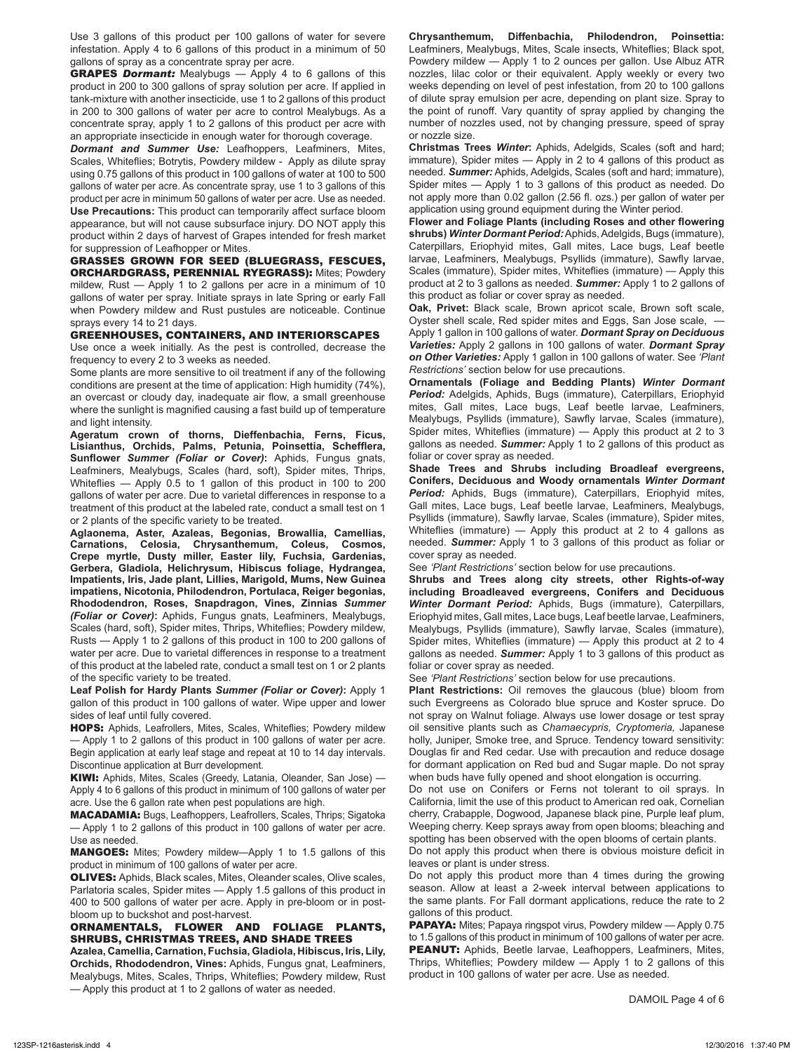Use 3 gallons of this product per 100 gallons of water for severe infestation. Apply 4 to 6 gallons of this product in a minimum of 50 gallons of spray as a concentrate spray per acre.

**GRAPES** ***Dormant:*** Mealybugs — Apply 4 to 6 gallons of this product in 200 to 300 gallons of spray solution per acre. If applied in tank-mixture with another insecticide, use 1 to 2 gallons of this product in 200 to 300 gallons of water per acre to control Mealybugs. As a concentrate spray, apply 1 to 2 gallons of this product per acre with an appropriate insecticide in enough water for thorough coverage.

***Dormant and Summer Use:*** Leafhoppers, Leafminers, Mites, Scales, Whiteflies; Botrytis, Powdery mildew - Apply as dilute spray using 0.75 gallons of this product in 100 gallons of water at 100 to 500 gallons of water per acre. As concentrate spray, use 1 to 3 gallons of this product per acre in minimum 50 gallons of water per acre. Use as needed.

**Use Precautions:** This product can temporarily affect surface bloom appearance, but will not cause subsurface injury. DO NOT apply this product within 2 days of harvest of Grapes intended for fresh market for suppression of Leafhopper or Mites.

**GRASSES GROWN FOR SEED (BLUEGRASS, FESCUES, ORCHARDGRASS, PERENNIAL RYEGRASS):** Mites; Powdery mildew, Rust — Apply 1 to 2 gallons per acre in a minimum of 10 gallons of water per spray. Initiate sprays in late Spring or early Fall when Powdery mildew and Rust pustules are noticeable. Continue sprays every 14 to 21 days.

**GREENHOUSES, CONTAINERS, AND INTERIORSCAPES**

Use once a week initially. As the pest is controlled, decrease the frequency to every 2 to 3 weeks as needed.

Some plants are more sensitive to oil treatment if any of the following conditions are present at the time of application: High humidity (74%), an overcast or cloudy day, inadequate air flow, a small greenhouse where the sunlight is magnified causing a fast build up of temperature and light intensity.

**Ageratum crown of thorns, Dieffenbachia, Ferns, Ficus, Lisianthus, Orchids, Palms, Petunia, Poinsettia, Schefflera, Sunflower** ***Summer (Foliar or Cover)*****:** Aphids, Fungus gnats, Leafminers, Mealybugs, Scales (hard, soft), Spider mites, Thrips, Whiteflies — Apply 0.5 to 1 gallon of this product in 100 to 200 gallons of water per acre. Due to varietal differences in response to a treatment of this product at the labeled rate, conduct a small test on 1 or 2 plants of the specific variety to be treated.

**Aglaonema, Aster, Azaleas, Begonias, Browallia, Camellias, Carnations, Celosia, Chrysanthemum, Coleus, Cosmos, Crepe myrtle, Dusty miller, Easter lily, Fuchsia, Gardenias, Gerbera, Gladiola, Helichrysum, Hibiscus foliage, Hydrangea, Impatients, Iris, Jade plant, Lillies, Marigold, Mums, New Guinea impatiens, Nicotonia, Philodendron, Portulaca, Reiger begonias, Rhododendron, Roses, Snapdragon, Vines, Zinnias** ***Summer (Foliar or Cover)*****:** Aphids, Fungus gnats, Leafminers, Mealybugs, Scales (hard, soft), Spider mites, Thrips, Whiteflies; Powdery mildew, Rusts — Apply 1 to 2 gallons of this product in 100 to 200 gallons of water per acre. Due to varietal differences in response to a treatment of this product at the labeled rate, conduct a small test on 1 or 2 plants of the specific variety to be treated.

**Leaf Polish for Hardy Plants** ***Summer (Foliar or Cover)*****:** Apply 1 gallon of this product in 100 gallons of water. Wipe upper and lower sides of leaf until fully covered.

**HOPS:** Aphids, Leafrollers, Mites, Scales, Whiteflies; Powdery mildew — Apply 1 to 2 gallons of this product in 100 gallons of water per acre. Begin application at early leaf stage and repeat at 10 to 14 day intervals. Discontinue application at Burr development.

**KIWI:** Aphids, Mites, Scales (Greedy, Latania, Oleander, San Jose) — Apply 4 to 6 gallons of this product in minimum of 100 gallons of water per acre. Use the 6 gallon rate when pest populations are high.

**MACADAMIA:** Bugs, Leafhoppers, Leafrollers, Scales, Thrips; Sigatoka — Apply 1 to 2 gallons of this product in 100 gallons of water per acre. Use as needed.

**MANGOES:** Mites; Powdery mildew—Apply 1 to 1.5 gallons of this product in minimum of 100 gallons of water per acre.

**OLIVES:** Aphids, Black scales, Mites, Oleander scales, Olive scales, Parlatoria scales, Spider mites — Apply 1.5 gallons of this product in 400 to 500 gallons of water per acre. Apply in pre-bloom or in post-bloom up to buckshot and post-harvest.

**ORNAMENTALS, FLOWER AND FOLIAGE PLANTS, SHRUBS, CHRISTMAS TREES, AND SHADE TREES**

**Azalea, Camellia, Carnation, Fuchsia, Gladiola, Hibiscus, Iris, Lily, Orchids, Rhododendron, Vines:** Aphids, Fungus gnat, Leafminers, Mealybugs, Mites, Scales, Thrips, Whiteflies; Powdery mildew, Rust — Apply this product at 1 to 2 gallons of water as needed.

**Chrysanthemum, Diffenbachia, Philodendron, Poinsettia:** Leafminers, Mealybugs, Mites, Scale insects, Whiteflies; Black spot, Powdery mildew — Apply 1 to 2 ounces per gallon. Use Albuz ATR nozzles, lilac color or their equivalent. Apply weekly or every two weeks depending on level of pest infestation, from 20 to 100 gallons of dilute spray emulsion per acre, depending on plant size. Spray to the point of runoff. Vary quantity of spray applied by changing the number of nozzles used, not by changing pressure, speed of spray or nozzle size.

**Christmas Trees** ***Winter*****:** Aphids, Adelgids, Scales (soft and hard; immature), Spider mites — Apply in 2 to 4 gallons of this product as needed. ***Summer:*** Aphids, Adelgids, Scales (soft and hard; immature), Spider mites — Apply 1 to 3 gallons of this product as needed. Do not apply more than 0.02 gallon (2.56 fl. ozs.) per gallon of water per application using ground equipment during the Winter period.

**Flower and Foliage Plants (including Roses and other flowering shrubs)** ***Winter Dormant Period:*** Aphids, Adelgids, Bugs (immature), Caterpillars, Eriophyid mites, Gall mites, Lace bugs, Leaf beetle larvae, Leafminers, Mealybugs, Psyllids (immature), Sawfly larvae, Scales (immature), Spider mites, Whiteflies (immature) — Apply this product at 2 to 3 gallons as needed. ***Summer:*** Apply 1 to 2 gallons of this product as foliar or cover spray as needed.

**Oak, Privet:** Black scale, Brown apricot scale, Brown soft scale, Oyster shell scale, Red spider mites and Eggs, San Jose scale, — Apply 1 gallon in 100 gallons of water. ***Dormant Spray on Deciduous Varieties:*** Apply 2 gallons in 100 gallons of water. ***Dormant Spray on Other Varieties:*** Apply 1 gallon in 100 gallons of water. See *'Plant Restrictions'* section below for use precautions.

**Ornamentals (Foliage and Bedding Plants)** ***Winter Dormant Period:*** Adelgids, Aphids, Bugs (immature), Caterpillars, Eriophyid mites, Gall mites, Lace bugs, Leaf beetle larvae, Leafminers, Mealybugs, Psyllids (immature), Sawfly larvae, Scales (immature), Spider mites, Whiteflies (immature) — Apply this product at 2 to 3 gallons as needed. ***Summer:*** Apply 1 to 2 gallons of this product as foliar or cover spray as needed.

**Shade Trees and Shrubs including Broadleaf evergreens, Conifers, Deciduous and Woody ornamentals** ***Winter Dormant Period:*** Aphids, Bugs (immature), Caterpillars, Eriophyid mites, Gall mites, Lace bugs, Leaf beetle larvae, Leafminers, Mealybugs, Psyllids (immature), Sawfly larvae, Scales (immature), Spider mites, Whiteflies (immature) — Apply this product at 2 to 4 gallons as needed. ***Summer:*** Apply 1 to 3 gallons of this product as foliar or cover spray as needed.

See *'Plant Restrictions'* section below for use precautions.

**Shrubs and Trees along city streets, other Rights-of-way including Broadleaved evergreens, Conifers and Deciduous** ***Winter Dormant Period:*** Aphids, Bugs (immature), Caterpillars, Eriophyid mites, Gall mites, Lace bugs, Leaf beetle larvae, Leafminers, Mealybugs, Psyllids (immature), Sawfly larvae, Scales (immature), Spider mites, Whiteflies (immature) — Apply this product at 2 to 4 gallons as needed. ***Summer:*** Apply 1 to 3 gallons of this product as foliar or cover spray as needed.

See *'Plant Restrictions'* section below for use precautions.

**Plant Restrictions:** Oil removes the glaucous (blue) bloom from such Evergreens as Colorado blue spruce and Koster spruce. Do not spray on Walnut foliage. Always use lower dosage or test spray oil sensitive plants such as *Chamaecypris, Cryptomeria,* Japanese holly, Juniper, Smoke tree, and Spruce. Tendency toward sensitivity: Douglas fir and Red cedar. Use with precaution and reduce dosage for dormant application on Red bud and Sugar maple. Do not spray when buds have fully opened and shoot elongation is occurring.

Do not use on Conifers or Ferns not tolerant to oil sprays. In California, limit the use of this product to American red oak, Cornelian cherry, Crabapple, Dogwood, Japanese black pine, Purple leaf plum, Weeping cherry. Keep sprays away from open blooms; bleaching and spotting has been observed with the open blooms of certain plants.

Do not apply this product when there is obvious moisture deficit in leaves or plant is under stress.

Do not apply this product more than 4 times during the growing season. Allow at least a 2-week interval between applications to the same plants. For Fall dormant applications, reduce the rate to 2 gallons of this product.

**PAPAYA:** Mites; Papaya ringspot virus, Powdery mildew — Apply 0.75 to 1.5 gallons of this product in minimum of 100 gallons of water per acre.

**PEANUT:** Aphids, Beetle larvae, Leafhoppers, Leafminers, Mites, Thrips, Whiteflies; Powdery mildew — Apply 1 to 2 gallons of this product in 100 gallons of water per acre. Use as needed.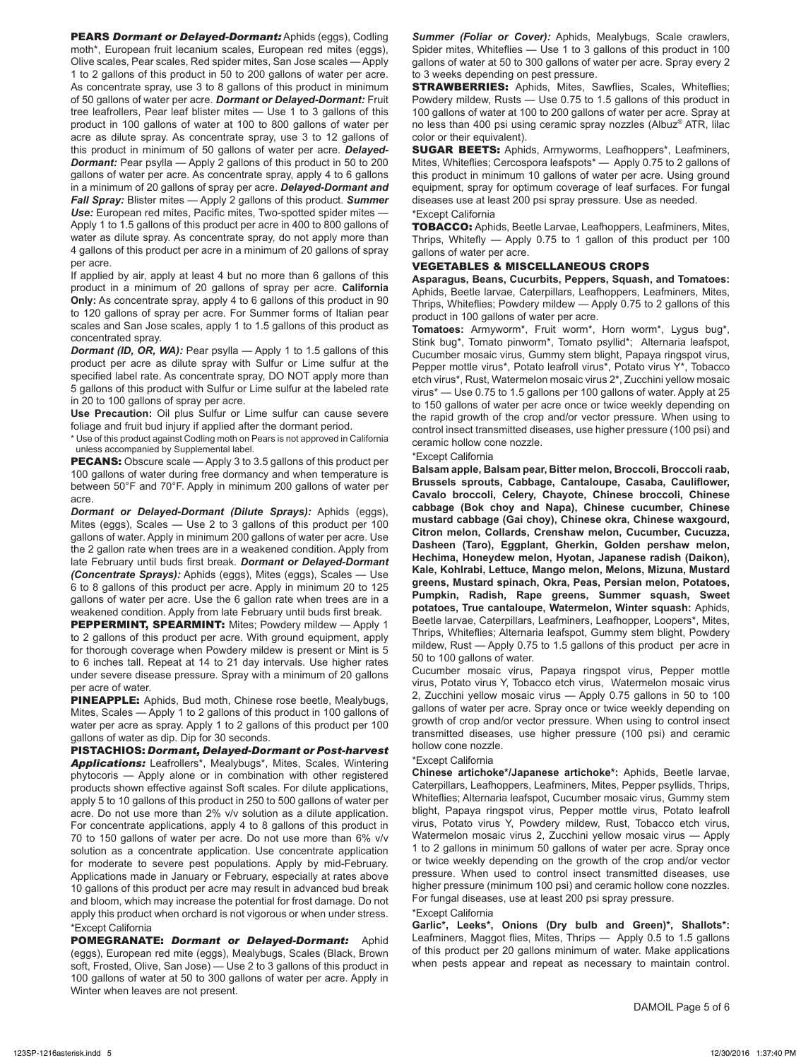**PEARS** ***Dormant or Delayed-Dormant:*** Aphids (eggs), Codling moth*, European fruit lecanium scales, European red mites (eggs), Olive scales, Pear scales, Red spider mites, San Jose scales — Apply 1 to 2 gallons of this product in 50 to 200 gallons of water per acre. As concentrate spray, use 3 to 8 gallons of this product in minimum of 50 gallons of water per acre. ***Dormant or Delayed-Dormant:*** Fruit tree leafrollers, Pear leaf blister mites — Use 1 to 3 gallons of this product in 100 gallons of water at 100 to 800 gallons of water per acre as dilute spray. As concentrate spray, use 3 to 12 gallons of this product in minimum of 50 gallons of water per acre. ***Delayed-Dormant:*** Pear psylla — Apply 2 gallons of this product in 50 to 200 gallons of water per acre. As concentrate spray, apply 4 to 6 gallons in a minimum of 20 gallons of spray per acre. ***Delayed-Dormant and Fall Spray:*** Blister mites — Apply 2 gallons of this product. ***Summer Use:*** European red mites, Pacific mites, Two-spotted spider mites — Apply 1 to 1.5 gallons of this product per acre in 400 to 800 gallons of water as dilute spray. As concentrate spray, do not apply more than 4 gallons of this product per acre in a minimum of 20 gallons of spray per acre.

If applied by air, apply at least 4 but no more than 6 gallons of this product in a minimum of 20 gallons of spray per acre. **California Only:** As concentrate spray, apply 4 to 6 gallons of this product in 90 to 120 gallons of spray per acre. For Summer forms of Italian pear scales and San Jose scales, apply 1 to 1.5 gallons of this product as concentrated spray.

***Dormant (ID, OR, WA):*** Pear psylla — Apply 1 to 1.5 gallons of this product per acre as dilute spray with Sulfur or Lime sulfur at the specified label rate. As concentrate spray, DO NOT apply more than 5 gallons of this product with Sulfur or Lime sulfur at the labeled rate in 20 to 100 gallons of spray per acre.

**Use Precaution:** Oil plus Sulfur or Lime sulfur can cause severe foliage and fruit bud injury if applied after the dormant period.

* Use of this product against Codling moth on Pears is not approved in California unless accompanied by Supplemental label.

**PECANS:** Obscure scale — Apply 3 to 3.5 gallons of this product per 100 gallons of water during free dormancy and when temperature is between 50°F and 70°F. Apply in minimum 200 gallons of water per acre.

***Dormant or Delayed-Dormant (Dilute Sprays):*** Aphids (eggs), Mites (eggs), Scales — Use 2 to 3 gallons of this product per 100 gallons of water. Apply in minimum 200 gallons of water per acre. Use the 2 gallon rate when trees are in a weakened condition. Apply from late February until buds first break. ***Dormant or Delayed-Dormant (Concentrate Sprays):*** Aphids (eggs), Mites (eggs), Scales — Use 6 to 8 gallons of this product per acre. Apply in minimum 20 to 125 gallons of water per acre. Use the 6 gallon rate when trees are in a weakened condition. Apply from late February until buds first break.

**PEPPERMINT, SPEARMINT:** Mites; Powdery mildew — Apply 1 to 2 gallons of this product per acre. With ground equipment, apply for thorough coverage when Powdery mildew is present or Mint is 5 to 6 inches tall. Repeat at 14 to 21 day intervals. Use higher rates under severe disease pressure. Spray with a minimum of 20 gallons per acre of water.

**PINEAPPLE:** Aphids, Bud moth, Chinese rose beetle, Mealybugs, Mites, Scales — Apply 1 to 2 gallons of this product in 100 gallons of water per acre as spray. Apply 1 to 2 gallons of this product per 100 gallons of water as dip. Dip for 30 seconds.

**PISTACHIOS:** ***Dormant, Delayed-Dormant or Post-harvest Applications:*** Leafrollers*, Mealybugs*, Mites, Scales, Wintering phytocoris — Apply alone or in combination with other registered products shown effective against Soft scales. For dilute applications, apply 5 to 10 gallons of this product in 250 to 500 gallons of water per acre. Do not use more than 2% v/v solution as a dilute application. For concentrate applications, apply 4 to 8 gallons of this product in 70 to 150 gallons of water per acre. Do not use more than 6% v/v solution as a concentrate application. Use concentrate application for moderate to severe pest populations. Apply by mid-February. Applications made in January or February, especially at rates above 10 gallons of this product per acre may result in advanced bud break and bloom, which may increase the potential for frost damage. Do not apply this product when orchard is not vigorous or when under stress.

*Except California

**POMEGRANATE:** ***Dormant or Delayed-Dormant:*** Aphid (eggs), European red mite (eggs), Mealybugs, Scales (Black, Brown soft, Frosted, Olive, San Jose) — Use 2 to 3 gallons of this product in 100 gallons of water at 50 to 300 gallons of water per acre. Apply in Winter when leaves are not present.

***Summer (Foliar or Cover):*** Aphids, Mealybugs, Scale crawlers, Spider mites, Whiteflies — Use 1 to 3 gallons of this product in 100 gallons of water at 50 to 300 gallons of water per acre. Spray every 2 to 3 weeks depending on pest pressure.

**STRAWBERRIES:** Aphids, Mites, Sawflies, Scales, Whiteflies; Powdery mildew, Rusts — Use 0.75 to 1.5 gallons of this product in 100 gallons of water at 100 to 200 gallons of water per acre. Spray at no less than 400 psi using ceramic spray nozzles (Albuz® ATR, lilac color or their equivalent).

**SUGAR BEETS:** Aphids, Armyworms, Leafhoppers*, Leafminers, Mites, Whiteflies; Cercospora leafspots* — Apply 0.75 to 2 gallons of this product in minimum 10 gallons of water per acre. Using ground equipment, spray for optimum coverage of leaf surfaces. For fungal diseases use at least 200 psi spray pressure. Use as needed.

*Except California

**TOBACCO:** Aphids, Beetle Larvae, Leafhoppers, Leafminers, Mites, Thrips, Whitefly — Apply 0.75 to 1 gallon of this product per 100 gallons of water per acre.

## VEGETABLES & MISCELLANEOUS CROPS

**Asparagus, Beans, Cucurbits, Peppers, Squash, and Tomatoes:** Aphids, Beetle larvae, Caterpillars, Leafhoppers, Leafminers, Mites, Thrips, Whiteflies; Powdery mildew — Apply 0.75 to 2 gallons of this product in 100 gallons of water per acre.

**Tomatoes:** Armyworm*, Fruit worm*, Horn worm*, Lygus bug*, Stink bug*, Tomato pinworm*, Tomato psyllid*; Alternaria leafspot, Cucumber mosaic virus, Gummy stem blight, Papaya ringspot virus, Pepper mottle virus*, Potato leafroll virus*, Potato virus Y*, Tobacco etch virus*, Rust, Watermelon mosaic virus 2*, Zucchini yellow mosaic virus* — Use 0.75 to 1.5 gallons per 100 gallons of water. Apply at 25 to 150 gallons of water per acre once or twice weekly depending on the rapid growth of the crop and/or vector pressure. When using to control insect transmitted diseases, use higher pressure (100 psi) and ceramic hollow cone nozzle.

*Except California

**Balsam apple, Balsam pear, Bitter melon, Broccoli, Broccoli raab, Brussels sprouts, Cabbage, Cantaloupe, Casaba, Cauliflower, Cavalo broccoli, Celery, Chayote, Chinese broccoli, Chinese cabbage (Bok choy and Napa), Chinese cucumber, Chinese mustard cabbage (Gai choy), Chinese okra, Chinese waxgourd, Citron melon, Collards, Crenshaw melon, Cucumber, Cucuzza, Dasheen (Taro), Eggplant, Gherkin, Golden pershaw melon, Hechima, Honeydew melon, Hyotan, Japanese radish (Daikon), Kale, Kohlrabi, Lettuce, Mango melon, Melons, Mizuna, Mustard greens, Mustard spinach, Okra, Peas, Persian melon, Potatoes, Pumpkin, Radish, Rape greens, Summer squash, Sweet potatoes, True cantaloupe, Watermelon, Winter squash:** Aphids, Beetle larvae, Caterpillars, Leafminers, Leafhopper, Loopers*, Mites, Thrips, Whiteflies; Alternaria leafspot, Gummy stem blight, Powdery mildew, Rust — Apply 0.75 to 1.5 gallons of this product per acre in 50 to 100 gallons of water.

Cucumber mosaic virus, Papaya ringspot virus, Pepper mottle virus, Potato virus Y, Tobacco etch virus, Watermelon mosaic virus 2, Zucchini yellow mosaic virus — Apply 0.75 gallons in 50 to 100 gallons of water per acre. Spray once or twice weekly depending on growth of crop and/or vector pressure. When using to control insect transmitted diseases, use higher pressure (100 psi) and ceramic hollow cone nozzle.

*Except California

**Chinese artichoke*/Japanese artichoke*:** Aphids, Beetle larvae, Caterpillars, Leafhoppers, Leafminers, Mites, Pepper psyllids, Thrips, Whiteflies; Alternaria leafspot, Cucumber mosaic virus, Gummy stem blight, Papaya ringspot virus, Pepper mottle virus, Potato leafroll virus, Potato virus Y, Powdery mildew, Rust, Tobacco etch virus, Watermelon mosaic virus 2, Zucchini yellow mosaic virus — Apply 1 to 2 gallons in minimum 50 gallons of water per acre. Spray once or twice weekly depending on the growth of the crop and/or vector pressure. When used to control insect transmitted diseases, use higher pressure (minimum 100 psi) and ceramic hollow cone nozzles. For fungal diseases, use at least 200 psi spray pressure.

*Except California

**Garlic*, Leeks*, Onions (Dry bulb and Green)*, Shallots*:** Leafminers, Maggot flies, Mites, Thrips — Apply 0.5 to 1.5 gallons of this product per 20 gallons minimum of water. Make applications when pests appear and repeat as necessary to maintain control.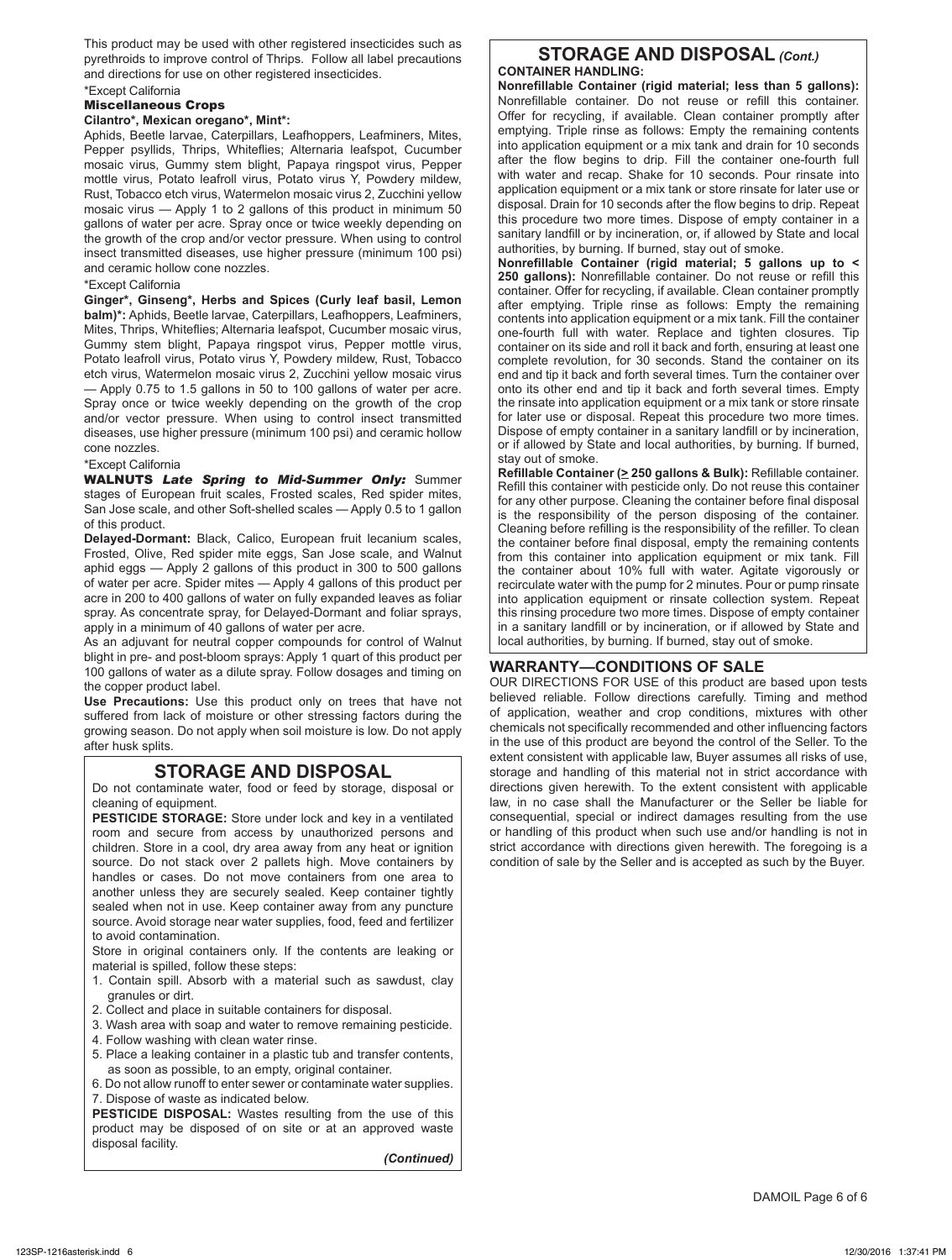This product may be used with other registered insecticides such as pyrethroids to improve control of Thrips. Follow all label precautions and directions for use on other registered insecticides.

*Except California

### Miscellaneous Crops

**Cilantro*, Mexican oregano*, Mint*:**

Aphids, Beetle larvae, Caterpillars, Leafhoppers, Leafminers, Mites, Pepper psyllids, Thrips, Whiteflies; Alternaria leafspot, Cucumber mosaic virus, Gummy stem blight, Papaya ringspot virus, Pepper mottle virus, Potato leafroll virus, Potato virus Y, Powdery mildew, Rust, Tobacco etch virus, Watermelon mosaic virus 2, Zucchini yellow mosaic virus — Apply 1 to 2 gallons of this product in minimum 50 gallons of water per acre. Spray once or twice weekly depending on the growth of the crop and/or vector pressure. When using to control insect transmitted diseases, use higher pressure (minimum 100 psi) and ceramic hollow cone nozzles.

*Except California

**Ginger*, Ginseng*, Herbs and Spices (Curly leaf basil, Lemon balm)*:** Aphids, Beetle larvae, Caterpillars, Leafhoppers, Leafminers, Mites, Thrips, Whiteflies; Alternaria leafspot, Cucumber mosaic virus, Gummy stem blight, Papaya ringspot virus, Pepper mottle virus, Potato leafroll virus, Potato virus Y, Powdery mildew, Rust, Tobacco etch virus, Watermelon mosaic virus 2, Zucchini yellow mosaic virus — Apply 0.75 to 1.5 gallons in 50 to 100 gallons of water per acre. Spray once or twice weekly depending on the growth of the crop and/or vector pressure. When using to control insect transmitted diseases, use higher pressure (minimum 100 psi) and ceramic hollow cone nozzles.

*Except California

**WALNUTS** ***Late Spring to Mid-Summer Only:*** Summer stages of European fruit scales, Frosted scales, Red spider mites, San Jose scale, and other Soft-shelled scales — Apply 0.5 to 1 gallon of this product.

**Delayed-Dormant:** Black, Calico, European fruit lecanium scales, Frosted, Olive, Red spider mite eggs, San Jose scale, and Walnut aphid eggs — Apply 2 gallons of this product in 300 to 500 gallons of water per acre. Spider mites — Apply 4 gallons of this product per acre in 200 to 400 gallons of water on fully expanded leaves as foliar spray. As concentrate spray, for Delayed-Dormant and foliar sprays, apply in a minimum of 40 gallons of water per acre.

As an adjuvant for neutral copper compounds for control of Walnut blight in pre- and post-bloom sprays: Apply 1 quart of this product per 100 gallons of water as a dilute spray. Follow dosages and timing on the copper product label.

**Use Precautions:** Use this product only on trees that have not suffered from lack of moisture or other stressing factors during the growing season. Do not apply when soil moisture is low. Do not apply after husk splits.

## STORAGE AND DISPOSAL

Do not contaminate water, food or feed by storage, disposal or cleaning of equipment.

**PESTICIDE STORAGE:** Store under lock and key in a ventilated room and secure from access by unauthorized persons and children. Store in a cool, dry area away from any heat or ignition source. Do not stack over 2 pallets high. Move containers by handles or cases. Do not move containers from one area to another unless they are securely sealed. Keep container tightly sealed when not in use. Keep container away from any puncture source. Avoid storage near water supplies, food, feed and fertilizer to avoid contamination.

Store in original containers only. If the contents are leaking or material is spilled, follow these steps:

1. Contain spill. Absorb with a material such as sawdust, clay granules or dirt.
2. Collect and place in suitable containers for disposal.
3. Wash area with soap and water to remove remaining pesticide.
4. Follow washing with clean water rinse.
5. Place a leaking container in a plastic tub and transfer contents, as soon as possible, to an empty, original container.
6. Do not allow runoff to enter sewer or contaminate water supplies.
7. Dispose of waste as indicated below.

**PESTICIDE DISPOSAL:** Wastes resulting from the use of this product may be disposed of on site or at an approved waste disposal facility.

***(Continued)***

## STORAGE AND DISPOSAL *(Cont.)*

**CONTAINER HANDLING:**

**Nonrefillable Container (rigid material; less than 5 gallons):** Nonrefillable container. Do not reuse or refill this container. Offer for recycling, if available. Clean container promptly after emptying. Triple rinse as follows: Empty the remaining contents into application equipment or a mix tank and drain for 10 seconds after the flow begins to drip. Fill the container one-fourth full with water and recap. Shake for 10 seconds. Pour rinsate into application equipment or a mix tank or store rinsate for later use or disposal. Drain for 10 seconds after the flow begins to drip. Repeat this procedure two more times. Dispose of empty container in a sanitary landfill or by incineration, or, if allowed by State and local authorities, by burning. If burned, stay out of smoke.

**Nonrefillable Container (rigid material; 5 gallons up to < 250 gallons):** Nonrefillable container. Do not reuse or refill this container. Offer for recycling, if available. Clean container promptly after emptying. Triple rinse as follows: Empty the remaining contents into application equipment or a mix tank. Fill the container one-fourth full with water. Replace and tighten closures. Tip container on its side and roll it back and forth, ensuring at least one complete revolution, for 30 seconds. Stand the container on its end and tip it back and forth several times. Turn the container over onto its other end and tip it back and forth several times. Empty the rinsate into application equipment or a mix tank or store rinsate for later use or disposal. Repeat this procedure two more times. Dispose of empty container in a sanitary landfill or by incineration, or if allowed by State and local authorities, by burning. If burned, stay out of smoke.

**Refillable Container (≥ 250 gallons & Bulk):** Refillable container. Refill this container with pesticide only. Do not reuse this container for any other purpose. Cleaning the container before final disposal is the responsibility of the person disposing of the container. Cleaning before refilling is the responsibility of the refiller. To clean the container before final disposal, empty the remaining contents from this container into application equipment or mix tank. Fill the container about 10% full with water. Agitate vigorously or recirculate water with the pump for 2 minutes. Pour or pump rinsate into application equipment or rinsate collection system. Repeat this rinsing procedure two more times. Dispose of empty container in a sanitary landfill or by incineration, or if allowed by State and local authorities, by burning. If burned, stay out of smoke.

## WARRANTY—CONDITIONS OF SALE

OUR DIRECTIONS FOR USE of this product are based upon tests believed reliable. Follow directions carefully. Timing and method of application, weather and crop conditions, mixtures with other chemicals not specifically recommended and other influencing factors in the use of this product are beyond the control of the Seller. To the extent consistent with applicable law, Buyer assumes all risks of use, storage and handling of this material not in strict accordance with directions given herewith. To the extent consistent with applicable law, in no case shall the Manufacturer or the Seller be liable for consequential, special or indirect damages resulting from the use or handling of this product when such use and/or handling is not in strict accordance with directions given herewith. The foregoing is a condition of sale by the Seller and is accepted as such by the Buyer.